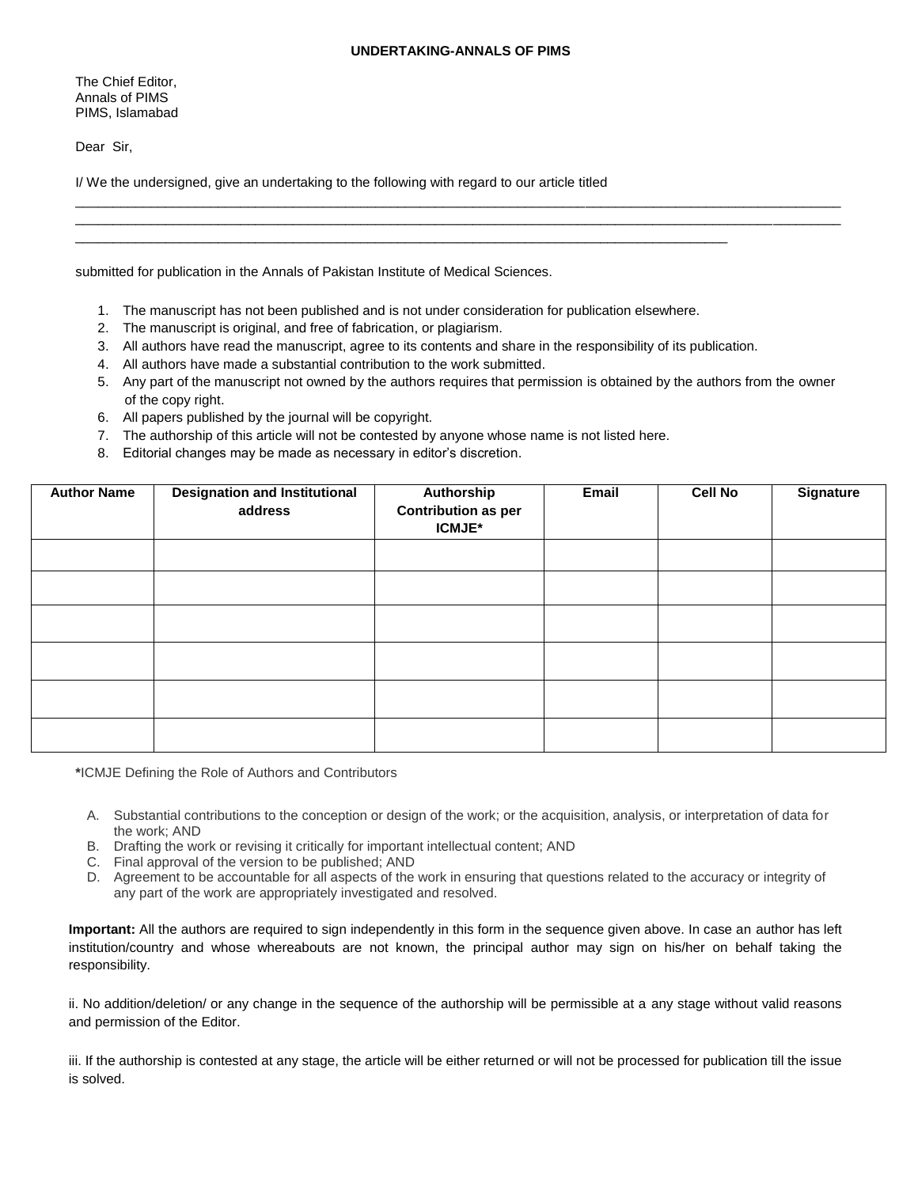**UNDERTAKING-ANNALS OF PIMS**

The Chief Editor,
Annals of PIMS
PIMS, Islamabad

Dear Sir,

I/ We the undersigned, give an undertaking to the following with regard to our article titled

\_\_\_\_\_\_\_\_\_\_\_\_\_\_\_\_\_\_\_\_\_\_\_\_\_\_\_\_\_\_\_\_\_\_\_\_\_\_\_\_\_\_\_\_\_\_\_\_\_\_\_\_\_\_\_\_\_\_\_\_\_\_\_\_\_\_\_\_\_\_\_\_\_\_\_\_\_\_\_\_\_\_\_\_\_\_\_\_\_\_\_\_\_\_

\_\_\_\_\_\_\_\_\_\_\_\_\_\_\_\_\_\_\_\_\_\_\_\_\_\_\_\_\_\_\_\_\_\_\_\_\_\_\_\_\_\_\_\_\_\_\_\_\_\_\_\_\_\_\_\_\_\_\_\_\_\_\_\_\_\_\_\_\_\_\_\_\_\_\_\_\_\_\_\_\_\_\_\_\_\_\_\_\_\_\_\_\_\_

\_\_\_\_\_\_\_\_\_\_\_\_\_\_\_\_\_\_\_\_\_\_\_\_\_\_\_\_\_\_\_\_\_\_\_\_\_\_\_\_\_\_\_\_\_\_\_\_\_\_\_\_\_\_\_\_\_\_\_\_\_\_\_\_\_\_\_\_\_\_\_\_\_\_\_\_\_\_

submitted for publication in the Annals of Pakistan Institute of Medical Sciences.

1. The manuscript has not been published and is not under consideration for publication elsewhere.
2. The manuscript is original, and free of fabrication, or plagiarism.
3. All authors have read the manuscript, agree to its contents and share in the responsibility of its publication.
4. All authors have made a substantial contribution to the work submitted.
5. Any part of the manuscript not owned by the authors requires that permission is obtained by the authors from the owner of the copy right.
6. All papers published by the journal will be copyright.
7. The authorship of this article will not be contested by anyone whose name is not listed here.
8. Editorial changes may be made as necessary in editor's discretion.

| Author Name | Designation and Institutional address | Authorship Contribution as per ICMJE* | Email | Cell No | Signature |
|---|---|---|---|---|---|
| | | | | | |
| | | | | | |
| | | | | | |
| | | | | | |
| | | | | | |
| | | | | | |

***ICMJE Defining the Role of Authors and Contributors**

A. Substantial contributions to the conception or design of the work; or the acquisition, analysis, or interpretation of data for the work; AND
B. Drafting the work or revising it critically for important intellectual content; AND
C. Final approval of the version to be published; AND
D. Agreement to be accountable for all aspects of the work in ensuring that questions related to the accuracy or integrity of any part of the work are appropriately investigated and resolved.

**Important:** All the authors are required to sign independently in this form in the sequence given above. In case an author has left institution/country and whose whereabouts are not known, the principal author may sign on his/her on behalf taking the responsibility.

ii. No addition/deletion/ or any change in the sequence of the authorship will be permissible at a any stage without valid reasons and permission of the Editor.

iii. If the authorship is contested at any stage, the article will be either returned or will not be processed for publication till the issue is solved.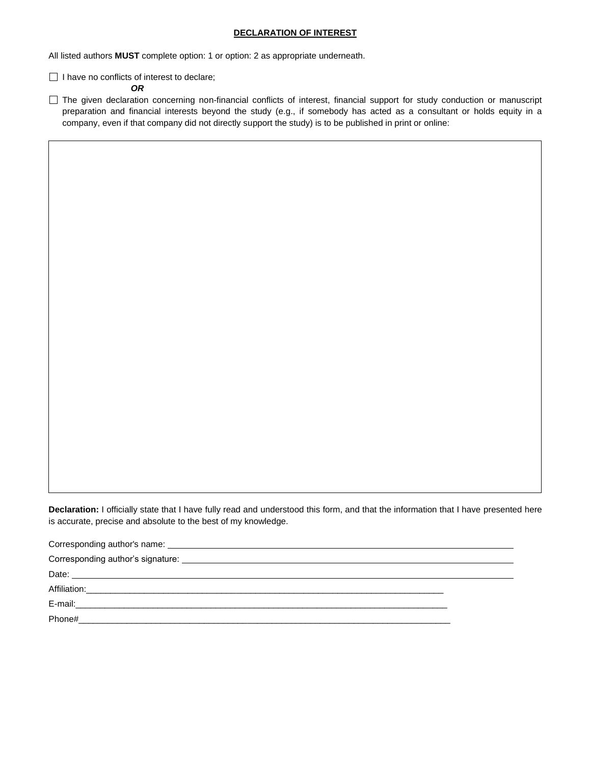## DECLARATION OF INTEREST

All listed authors **MUST** complete option: 1 or option: 2 as appropriate underneath.

☐ I have no conflicts of interest to declare;

***OR***

☐ The given declaration concerning non-financial conflicts of interest, financial support for study conduction or manuscript preparation and financial interests beyond the study (e.g., if somebody has acted as a consultant or holds equity in a company, even if that company did not directly support the study) is to be published in print or online:

**Declaration:** I officially state that I have fully read and understood this form, and that the information that I have presented here is accurate, precise and absolute to the best of my knowledge.

Corresponding author's name: ____________________________________________

Corresponding author's signature: ____________________________________________

Date: ____________________________________________

Affiliation:____________________________________________

E-mail:____________________________________________

Phone#____________________________________________